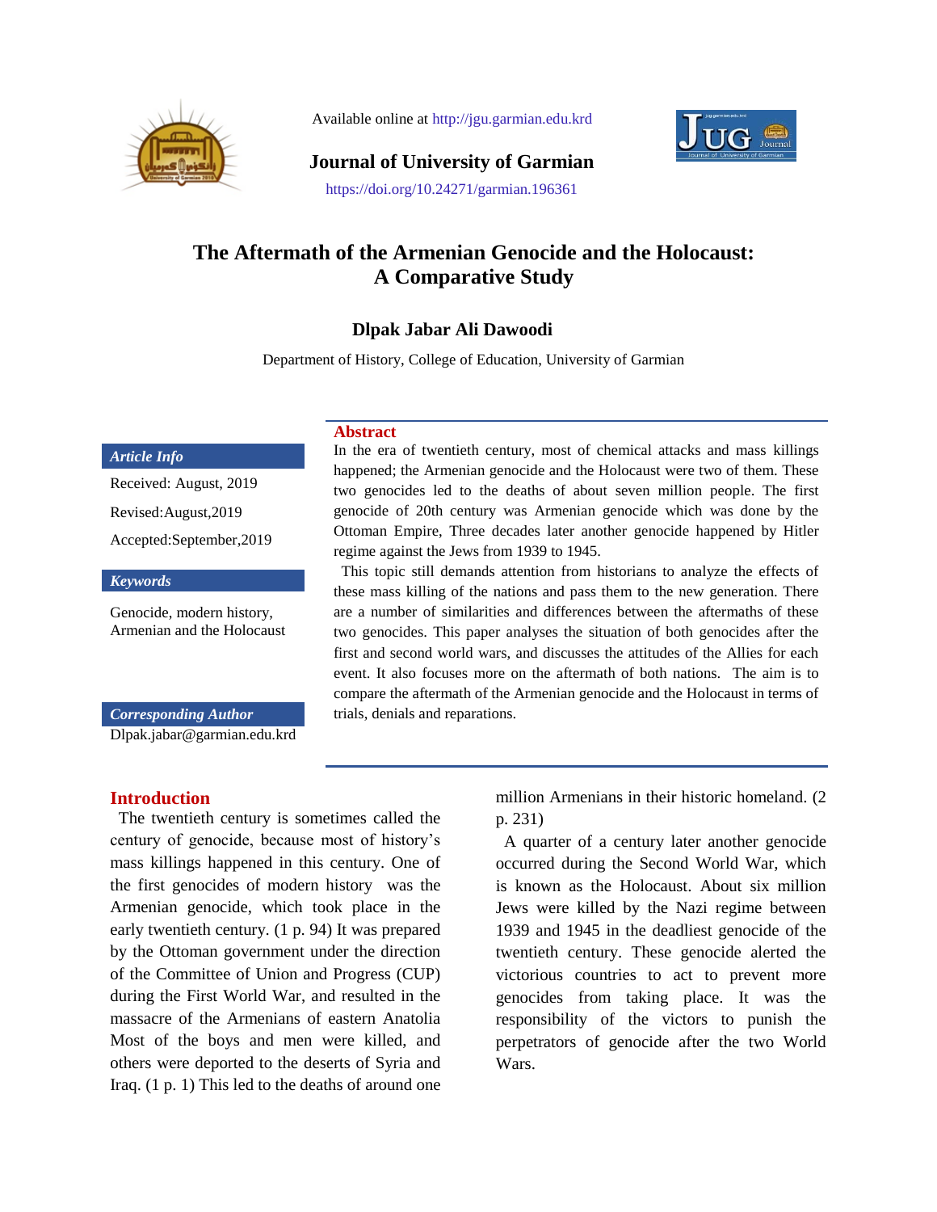Available online at http://jgu.garmian.edu.krd

**Journal of University of Garmian**

https://doi.org/10.24271/garmian.196361

# The Aftermath of the Armenian Genocide and the Holocaust: A Comparative Study

**Dlpak Jabar Ali Dawoodi**

Department of History, College of Education, University of Garmian

***Article Info***

Received: August, 2019

Revised:August,2019

Accepted:September,2019

***Keywords***

Genocide, modern history, Armenian and the Holocaust

***Corresponding Author***

Dlpak.jabar@garmian.edu.krd

## Abstract

In the era of twentieth century, most of chemical attacks and mass killings happened; the Armenian genocide and the Holocaust were two of them. These two genocides led to the deaths of about seven million people. The first genocide of 20th century was Armenian genocide which was done by the Ottoman Empire, Three decades later another genocide happened by Hitler regime against the Jews from 1939 to 1945.

This topic still demands attention from historians to analyze the effects of these mass killing of the nations and pass them to the new generation. There are a number of similarities and differences between the aftermaths of these two genocides. This paper analyses the situation of both genocides after the first and second world wars, and discusses the attitudes of the Allies for each event. It also focuses more on the aftermath of both nations. The aim is to compare the aftermath of the Armenian genocide and the Holocaust in terms of trials, denials and reparations.

## Introduction

The twentieth century is sometimes called the century of genocide, because most of history's mass killings happened in this century. One of the first genocides of modern history was the Armenian genocide, which took place in the early twentieth century. (1 p. 94) It was prepared by the Ottoman government under the direction of the Committee of Union and Progress (CUP) during the First World War, and resulted in the massacre of the Armenians of eastern Anatolia Most of the boys and men were killed, and others were deported to the deserts of Syria and Iraq. (1 p. 1) This led to the deaths of around one million Armenians in their historic homeland. (2 p. 231)

A quarter of a century later another genocide occurred during the Second World War, which is known as the Holocaust. About six million Jews were killed by the Nazi regime between 1939 and 1945 in the deadliest genocide of the twentieth century. These genocide alerted the victorious countries to act to prevent more genocides from taking place. It was the responsibility of the victors to punish the perpetrators of genocide after the two World Wars.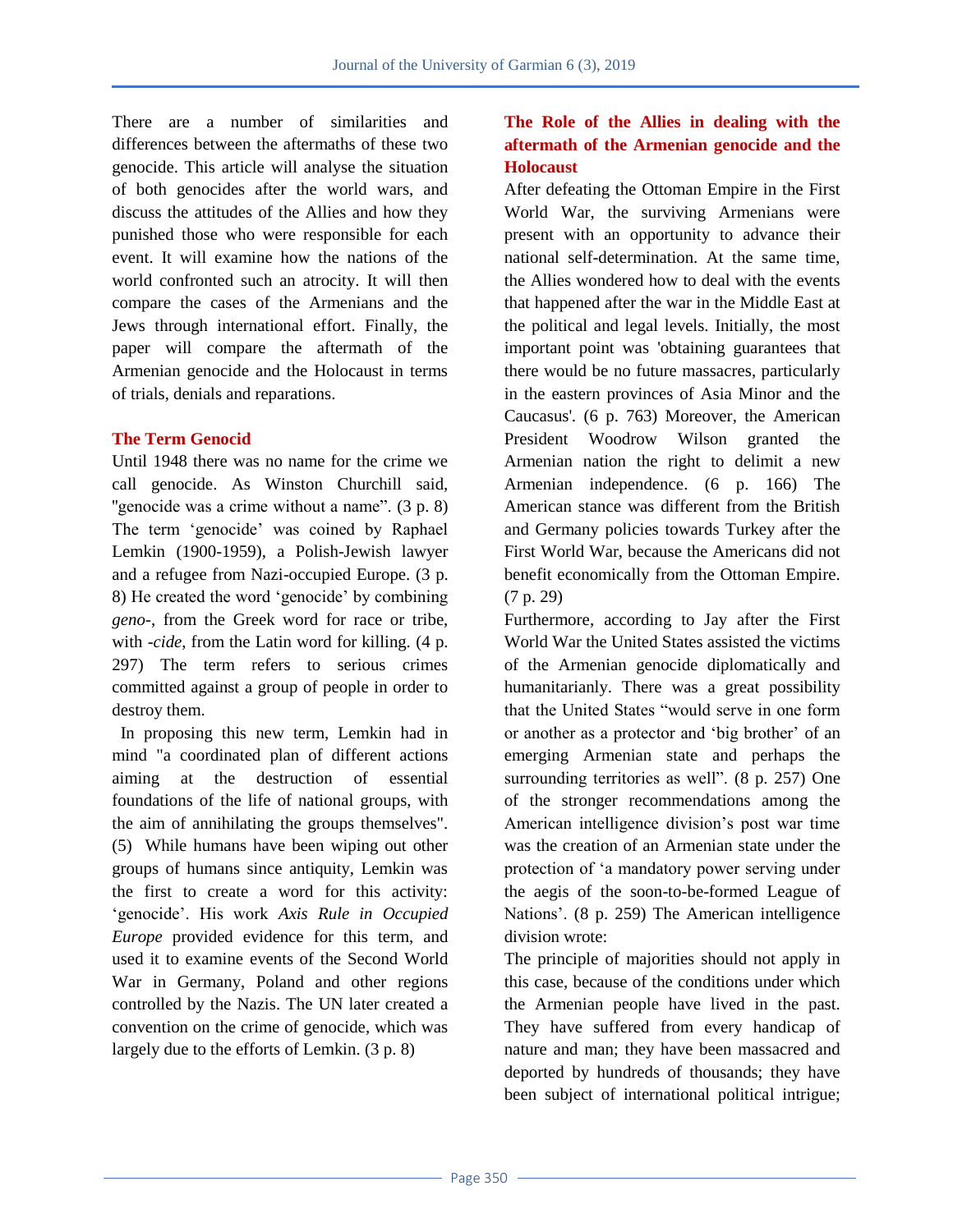There are a number of similarities and differences between the aftermaths of these two genocide. This article will analyse the situation of both genocides after the world wars, and discuss the attitudes of the Allies and how they punished those who were responsible for each event. It will examine how the nations of the world confronted such an atrocity. It will then compare the cases of the Armenians and the Jews through international effort. Finally, the paper will compare the aftermath of the Armenian genocide and the Holocaust in terms of trials, denials and reparations.

## The Term Genocid

Until 1948 there was no name for the crime we call genocide. As Winston Churchill said, "genocide was a crime without a name". (3 p. 8) The term 'genocide' was coined by Raphael Lemkin (1900-1959), a Polish-Jewish lawyer and a refugee from Nazi-occupied Europe. (3 p. 8) He created the word 'genocide' by combining *geno-*, from the Greek word for race or tribe, with *-cide*, from the Latin word for killing. (4 p. 297) The term refers to serious crimes committed against a group of people in order to destroy them.

In proposing this new term, Lemkin had in mind "a coordinated plan of different actions aiming at the destruction of essential foundations of the life of national groups, with the aim of annihilating the groups themselves". (5) While humans have been wiping out other groups of humans since antiquity, Lemkin was the first to create a word for this activity: 'genocide'. His work *Axis Rule in Occupied Europe* provided evidence for this term, and used it to examine events of the Second World War in Germany, Poland and other regions controlled by the Nazis. The UN later created a convention on the crime of genocide, which was largely due to the efforts of Lemkin. (3 p. 8)

## The Role of the Allies in dealing with the aftermath of the Armenian genocide and the Holocaust

After defeating the Ottoman Empire in the First World War, the surviving Armenians were present with an opportunity to advance their national self-determination. At the same time, the Allies wondered how to deal with the events that happened after the war in the Middle East at the political and legal levels. Initially, the most important point was 'obtaining guarantees that there would be no future massacres, particularly in the eastern provinces of Asia Minor and the Caucasus'. (6 p. 763) Moreover, the American President Woodrow Wilson granted the Armenian nation the right to delimit a new Armenian independence. (6 p. 166) The American stance was different from the British and Germany policies towards Turkey after the First World War, because the Americans did not benefit economically from the Ottoman Empire. (7 p. 29)

Furthermore, according to Jay after the First World War the United States assisted the victims of the Armenian genocide diplomatically and humanitarianly. There was a great possibility that the United States "would serve in one form or another as a protector and 'big brother' of an emerging Armenian state and perhaps the surrounding territories as well". (8 p. 257) One of the stronger recommendations among the American intelligence division's post war time was the creation of an Armenian state under the protection of 'a mandatory power serving under the aegis of the soon-to-be-formed League of Nations'. (8 p. 259) The American intelligence division wrote:

The principle of majorities should not apply in this case, because of the conditions under which the Armenian people have lived in the past. They have suffered from every handicap of nature and man; they have been massacred and deported by hundreds of thousands; they have been subject of international political intrigue;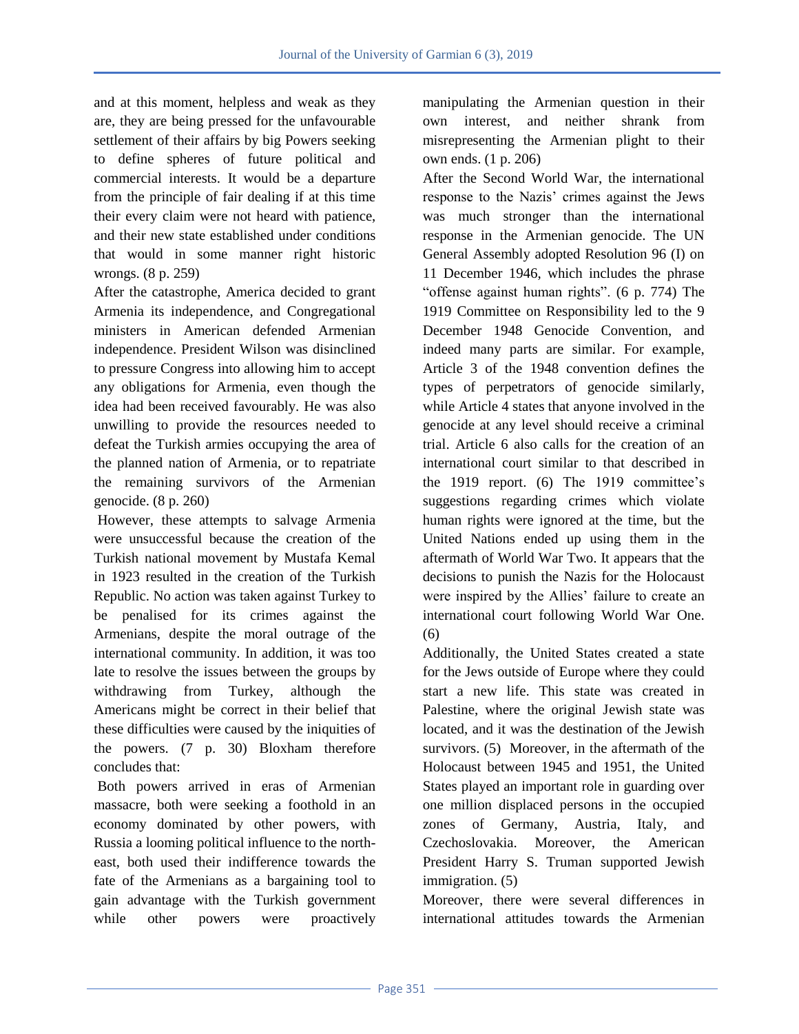and at this moment, helpless and weak as they are, they are being pressed for the unfavourable settlement of their affairs by big Powers seeking to define spheres of future political and commercial interests. It would be a departure from the principle of fair dealing if at this time their every claim were not heard with patience, and their new state established under conditions that would in some manner right historic wrongs. (8 p. 259)

After the catastrophe, America decided to grant Armenia its independence, and Congregational ministers in American defended Armenian independence. President Wilson was disinclined to pressure Congress into allowing him to accept any obligations for Armenia, even though the idea had been received favourably. He was also unwilling to provide the resources needed to defeat the Turkish armies occupying the area of the planned nation of Armenia, or to repatriate the remaining survivors of the Armenian genocide. (8 p. 260)

However, these attempts to salvage Armenia were unsuccessful because the creation of the Turkish national movement by Mustafa Kemal in 1923 resulted in the creation of the Turkish Republic. No action was taken against Turkey to be penalised for its crimes against the Armenians, despite the moral outrage of the international community. In addition, it was too late to resolve the issues between the groups by withdrawing from Turkey, although the Americans might be correct in their belief that these difficulties were caused by the iniquities of the powers. (7 p. 30) Bloxham therefore concludes that:

Both powers arrived in eras of Armenian massacre, both were seeking a foothold in an economy dominated by other powers, with Russia a looming political influence to the north-east, both used their indifference towards the fate of the Armenians as a bargaining tool to gain advantage with the Turkish government while other powers were proactively manipulating the Armenian question in their own interest, and neither shrank from misrepresenting the Armenian plight to their own ends. (1 p. 206)

After the Second World War, the international response to the Nazis' crimes against the Jews was much stronger than the international response in the Armenian genocide. The UN General Assembly adopted Resolution 96 (I) on 11 December 1946, which includes the phrase "offense against human rights". (6 p. 774) The 1919 Committee on Responsibility led to the 9 December 1948 Genocide Convention, and indeed many parts are similar. For example, Article 3 of the 1948 convention defines the types of perpetrators of genocide similarly, while Article 4 states that anyone involved in the genocide at any level should receive a criminal trial. Article 6 also calls for the creation of an international court similar to that described in the 1919 report. (6) The 1919 committee's suggestions regarding crimes which violate human rights were ignored at the time, but the United Nations ended up using them in the aftermath of World War Two. It appears that the decisions to punish the Nazis for the Holocaust were inspired by the Allies' failure to create an international court following World War One. (6)

Additionally, the United States created a state for the Jews outside of Europe where they could start a new life. This state was created in Palestine, where the original Jewish state was located, and it was the destination of the Jewish survivors. (5) Moreover, in the aftermath of the Holocaust between 1945 and 1951, the United States played an important role in guarding over one million displaced persons in the occupied zones of Germany, Austria, Italy, and Czechoslovakia. Moreover, the American President Harry S. Truman supported Jewish immigration. (5)

Moreover, there were several differences in international attitudes towards the Armenian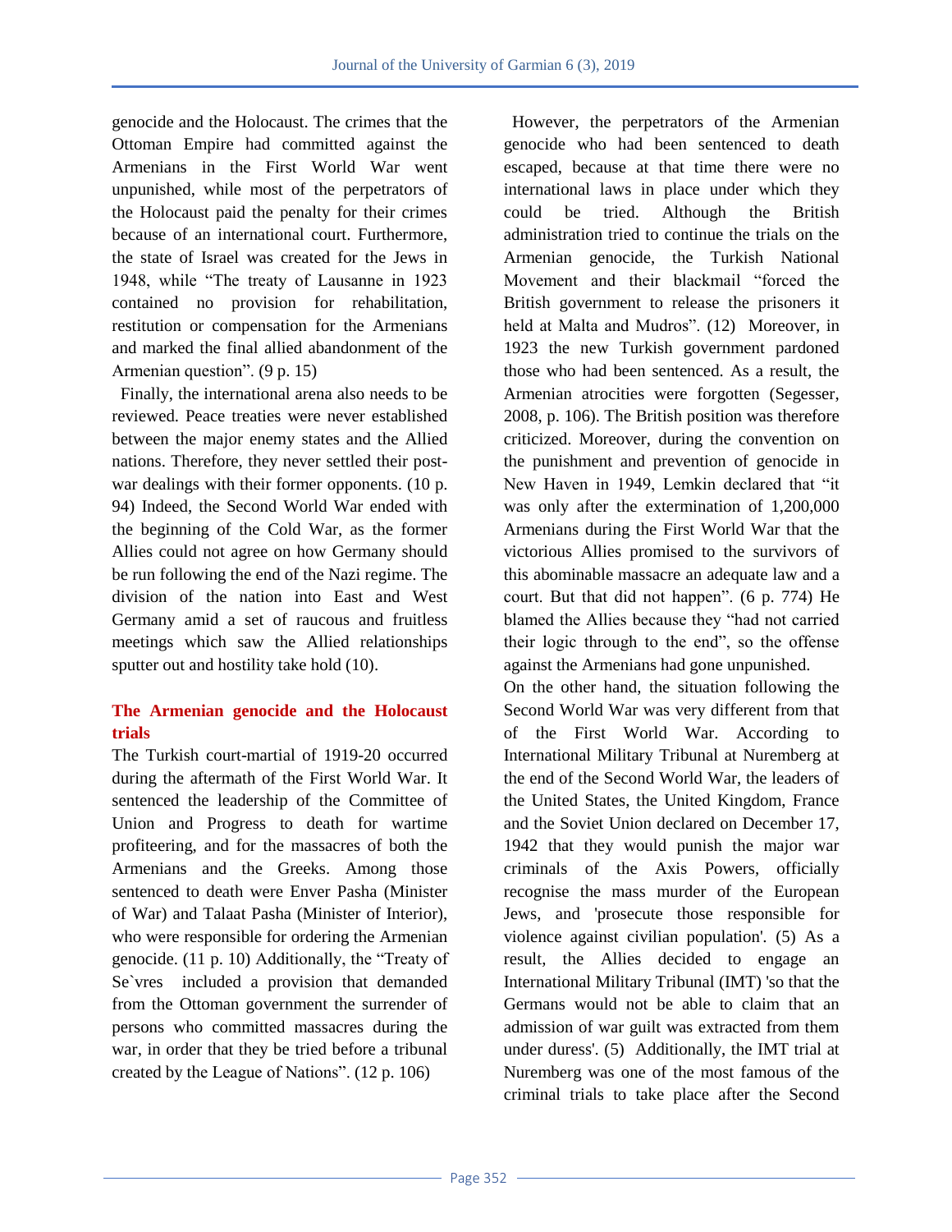genocide and the Holocaust. The crimes that the Ottoman Empire had committed against the Armenians in the First World War went unpunished, while most of the perpetrators of the Holocaust paid the penalty for their crimes because of an international court. Furthermore, the state of Israel was created for the Jews in 1948, while "The treaty of Lausanne in 1923 contained no provision for rehabilitation, restitution or compensation for the Armenians and marked the final allied abandonment of the Armenian question". (9 p. 15)

Finally, the international arena also needs to be reviewed. Peace treaties were never established between the major enemy states and the Allied nations. Therefore, they never settled their post-war dealings with their former opponents. (10 p. 94) Indeed, the Second World War ended with the beginning of the Cold War, as the former Allies could not agree on how Germany should be run following the end of the Nazi regime. The division of the nation into East and West Germany amid a set of raucous and fruitless meetings which saw the Allied relationships sputter out and hostility take hold (10).

## The Armenian genocide and the Holocaust trials

The Turkish court-martial of 1919-20 occurred during the aftermath of the First World War. It sentenced the leadership of the Committee of Union and Progress to death for wartime profiteering, and for the massacres of both the Armenians and the Greeks. Among those sentenced to death were Enver Pasha (Minister of War) and Talaat Pasha (Minister of Interior), who were responsible for ordering the Armenian genocide. (11 p. 10) Additionally, the "Treaty of Se`vres included a provision that demanded from the Ottoman government the surrender of persons who committed massacres during the war, in order that they be tried before a tribunal created by the League of Nations". (12 p. 106)

However, the perpetrators of the Armenian genocide who had been sentenced to death escaped, because at that time there were no international laws in place under which they could be tried. Although the British administration tried to continue the trials on the Armenian genocide, the Turkish National Movement and their blackmail "forced the British government to release the prisoners it held at Malta and Mudros". (12) Moreover, in 1923 the new Turkish government pardoned those who had been sentenced. As a result, the Armenian atrocities were forgotten (Segesser, 2008, p. 106). The British position was therefore criticized. Moreover, during the convention on the punishment and prevention of genocide in New Haven in 1949, Lemkin declared that "it was only after the extermination of 1,200,000 Armenians during the First World War that the victorious Allies promised to the survivors of this abominable massacre an adequate law and a court. But that did not happen". (6 p. 774) He blamed the Allies because they "had not carried their logic through to the end", so the offense against the Armenians had gone unpunished.

On the other hand, the situation following the Second World War was very different from that of the First World War. According to International Military Tribunal at Nuremberg at the end of the Second World War, the leaders of the United States, the United Kingdom, France and the Soviet Union declared on December 17, 1942 that they would punish the major war criminals of the Axis Powers, officially recognise the mass murder of the European Jews, and 'prosecute those responsible for violence against civilian population'. (5) As a result, the Allies decided to engage an International Military Tribunal (IMT) 'so that the Germans would not be able to claim that an admission of war guilt was extracted from them under duress'. (5) Additionally, the IMT trial at Nuremberg was one of the most famous of the criminal trials to take place after the Second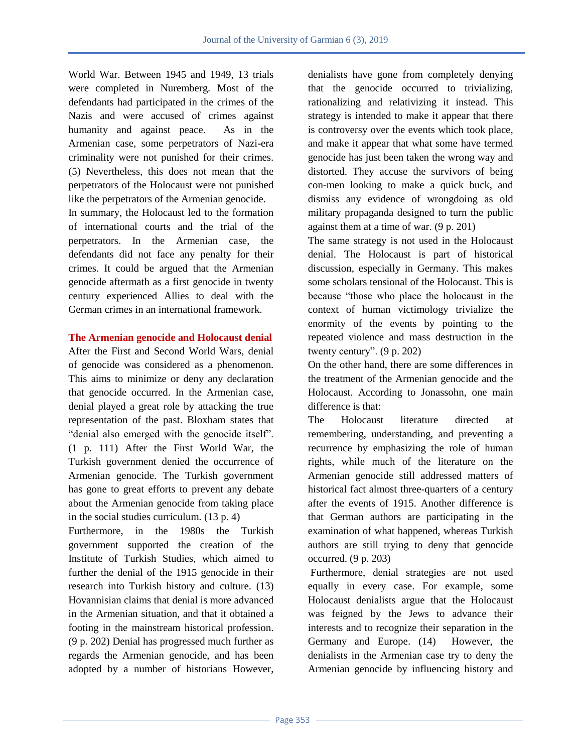World War. Between 1945 and 1949, 13 trials were completed in Nuremberg. Most of the defendants had participated in the crimes of the Nazis and were accused of crimes against humanity and against peace. As in the Armenian case, some perpetrators of Nazi-era criminality were not punished for their crimes. (5) Nevertheless, this does not mean that the perpetrators of the Holocaust were not punished like the perpetrators of the Armenian genocide.

In summary, the Holocaust led to the formation of international courts and the trial of the perpetrators. In the Armenian case, the defendants did not face any penalty for their crimes. It could be argued that the Armenian genocide aftermath as a first genocide in twenty century experienced Allies to deal with the German crimes in an international framework.

## The Armenian genocide and Holocaust denial

After the First and Second World Wars, denial of genocide was considered as a phenomenon. This aims to minimize or deny any declaration that genocide occurred. In the Armenian case, denial played a great role by attacking the true representation of the past. Bloxham states that "denial also emerged with the genocide itself". (1 p. 111) After the First World War, the Turkish government denied the occurrence of Armenian genocide. The Turkish government has gone to great efforts to prevent any debate about the Armenian genocide from taking place in the social studies curriculum. (13 p. 4)

Furthermore, in the 1980s the Turkish government supported the creation of the Institute of Turkish Studies, which aimed to further the denial of the 1915 genocide in their research into Turkish history and culture. (13) Hovannisian claims that denial is more advanced in the Armenian situation, and that it obtained a footing in the mainstream historical profession. (9 p. 202) Denial has progressed much further as regards the Armenian genocide, and has been adopted by a number of historians However, denialists have gone from completely denying that the genocide occurred to trivializing, rationalizing and relativizing it instead. This strategy is intended to make it appear that there is controversy over the events which took place, and make it appear that what some have termed genocide has just been taken the wrong way and distorted. They accuse the survivors of being con-men looking to make a quick buck, and dismiss any evidence of wrongdoing as old military propaganda designed to turn the public against them at a time of war. (9 p. 201)

The same strategy is not used in the Holocaust denial. The Holocaust is part of historical discussion, especially in Germany. This makes some scholars tensional of the Holocaust. This is because "those who place the holocaust in the context of human victimology trivialize the enormity of the events by pointing to the repeated violence and mass destruction in the twenty century". (9 p. 202)

On the other hand, there are some differences in the treatment of the Armenian genocide and the Holocaust. According to Jonassohn, one main difference is that:

The Holocaust literature directed at remembering, understanding, and preventing a recurrence by emphasizing the role of human rights, while much of the literature on the Armenian genocide still addressed matters of historical fact almost three-quarters of a century after the events of 1915. Another difference is that German authors are participating in the examination of what happened, whereas Turkish authors are still trying to deny that genocide occurred. (9 p. 203)

Furthermore, denial strategies are not used equally in every case. For example, some Holocaust denialists argue that the Holocaust was feigned by the Jews to advance their interests and to recognize their separation in the Germany and Europe. (14) However, the denialists in the Armenian case try to deny the Armenian genocide by influencing history and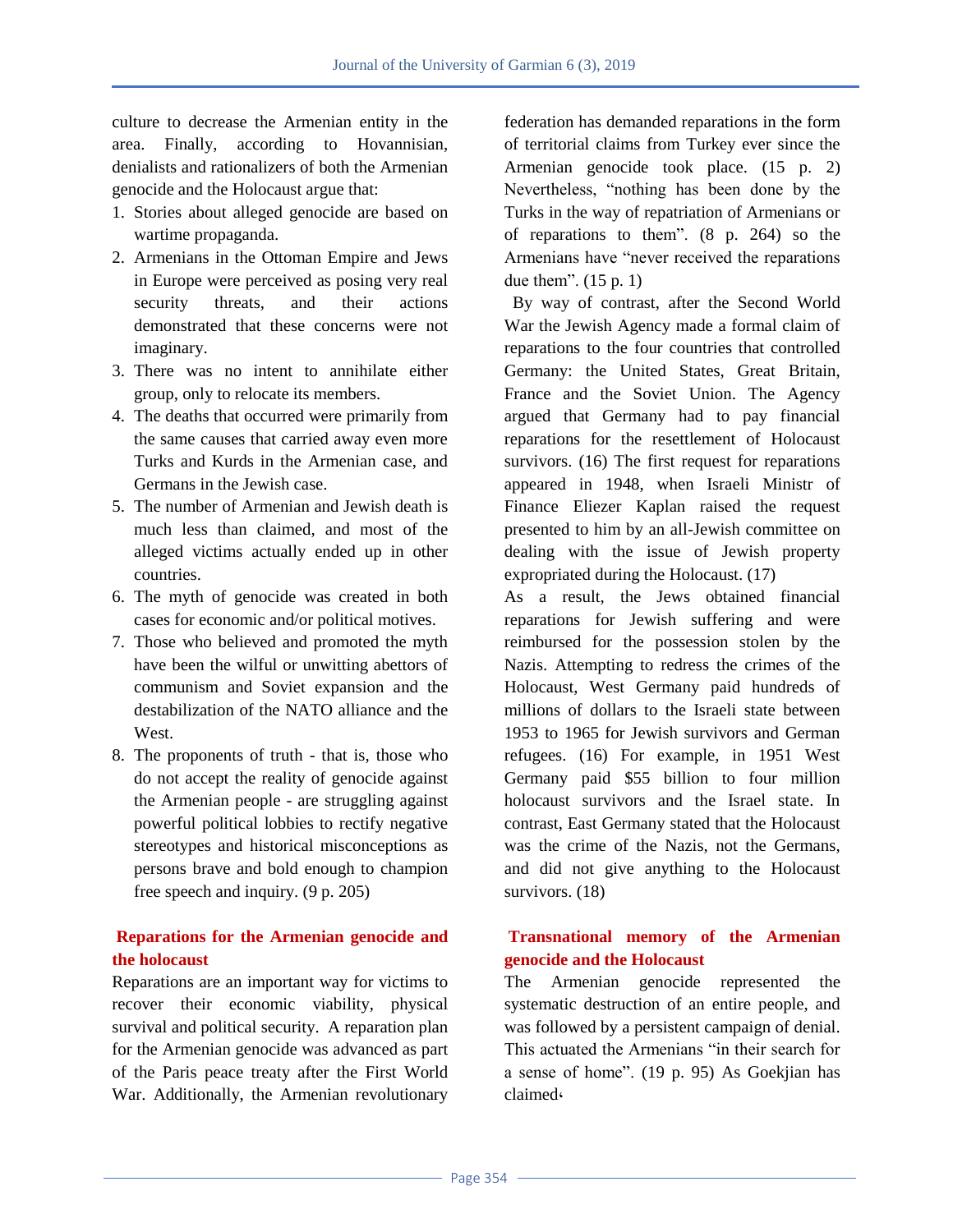culture to decrease the Armenian entity in the area. Finally, according to Hovannisian, denialists and rationalizers of both the Armenian genocide and the Holocaust argue that:

1. Stories about alleged genocide are based on wartime propaganda.
2. Armenians in the Ottoman Empire and Jews in Europe were perceived as posing very real security threats, and their actions demonstrated that these concerns were not imaginary.
3. There was no intent to annihilate either group, only to relocate its members.
4. The deaths that occurred were primarily from the same causes that carried away even more Turks and Kurds in the Armenian case, and Germans in the Jewish case.
5. The number of Armenian and Jewish death is much less than claimed, and most of the alleged victims actually ended up in other countries.
6. The myth of genocide was created in both cases for economic and/or political motives.
7. Those who believed and promoted the myth have been the wilful or unwitting abettors of communism and Soviet expansion and the destabilization of the NATO alliance and the West.
8. The proponents of truth - that is, those who do not accept the reality of genocide against the Armenian people - are struggling against powerful political lobbies to rectify negative stereotypes and historical misconceptions as persons brave and bold enough to champion free speech and inquiry. (9 p. 205)

## Reparations for the Armenian genocide and the holocaust

Reparations are an important way for victims to recover their economic viability, physical survival and political security. A reparation plan for the Armenian genocide was advanced as part of the Paris peace treaty after the First World War. Additionally, the Armenian revolutionary federation has demanded reparations in the form of territorial claims from Turkey ever since the Armenian genocide took place. (15 p. 2) Nevertheless, "nothing has been done by the Turks in the way of repatriation of Armenians or of reparations to them". (8 p. 264) so the Armenians have "never received the reparations due them". (15 p. 1)

By way of contrast, after the Second World War the Jewish Agency made a formal claim of reparations to the four countries that controlled Germany: the United States, Great Britain, France and the Soviet Union. The Agency argued that Germany had to pay financial reparations for the resettlement of Holocaust survivors. (16) The first request for reparations appeared in 1948, when Israeli Ministr of Finance Eliezer Kaplan raised the request presented to him by an all-Jewish committee on dealing with the issue of Jewish property expropriated during the Holocaust. (17)

As a result, the Jews obtained financial reparations for Jewish suffering and were reimbursed for the possession stolen by the Nazis. Attempting to redress the crimes of the Holocaust, West Germany paid hundreds of millions of dollars to the Israeli state between 1953 to 1965 for Jewish survivors and German refugees. (16) For example, in 1951 West Germany paid $55 billion to four million holocaust survivors and the Israel state. In contrast, East Germany stated that the Holocaust was the crime of the Nazis, not the Germans, and did not give anything to the Holocaust survivors. (18)

## Transnational memory of the Armenian genocide and the Holocaust

The Armenian genocide represented the systematic destruction of an entire people, and was followed by a persistent campaign of denial. This actuated the Armenians "in their search for a sense of home". (19 p. 95) As Goekjian has claimed،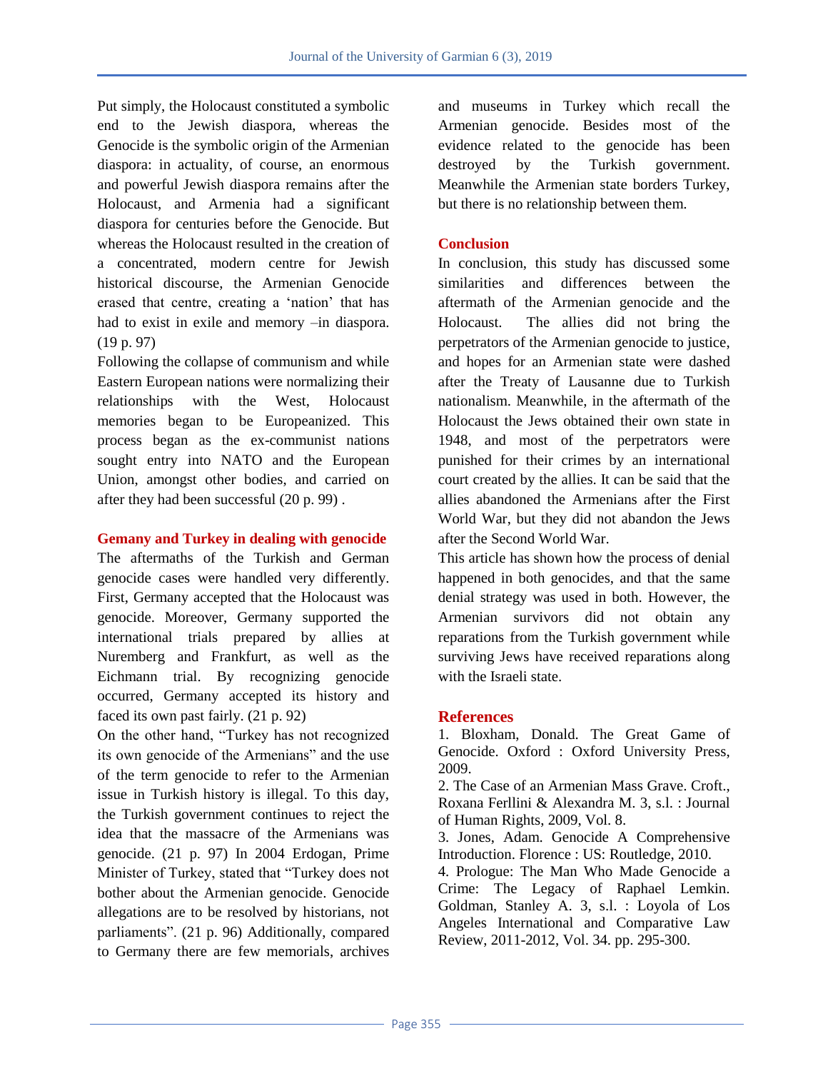Put simply, the Holocaust constituted a symbolic end to the Jewish diaspora, whereas the Genocide is the symbolic origin of the Armenian diaspora: in actuality, of course, an enormous and powerful Jewish diaspora remains after the Holocaust, and Armenia had a significant diaspora for centuries before the Genocide. But whereas the Holocaust resulted in the creation of a concentrated, modern centre for Jewish historical discourse, the Armenian Genocide erased that centre, creating a 'nation' that has had to exist in exile and memory –in diaspora. (19 p. 97)

Following the collapse of communism and while Eastern European nations were normalizing their relationships with the West, Holocaust memories began to be Europeanized. This process began as the ex-communist nations sought entry into NATO and the European Union, amongst other bodies, and carried on after they had been successful (20 p. 99) .

## Gemany and Turkey in dealing with genocide

The aftermaths of the Turkish and German genocide cases were handled very differently. First, Germany accepted that the Holocaust was genocide. Moreover, Germany supported the international trials prepared by allies at Nuremberg and Frankfurt, as well as the Eichmann trial. By recognizing genocide occurred, Germany accepted its history and faced its own past fairly. (21 p. 92)

On the other hand, "Turkey has not recognized its own genocide of the Armenians" and the use of the term genocide to refer to the Armenian issue in Turkish history is illegal. To this day, the Turkish government continues to reject the idea that the massacre of the Armenians was genocide. (21 p. 97) In 2004 Erdogan, Prime Minister of Turkey, stated that "Turkey does not bother about the Armenian genocide. Genocide allegations are to be resolved by historians, not parliaments". (21 p. 96) Additionally, compared to Germany there are few memorials, archives and museums in Turkey which recall the Armenian genocide. Besides most of the evidence related to the genocide has been destroyed by the Turkish government. Meanwhile the Armenian state borders Turkey, but there is no relationship between them.

## Conclusion

In conclusion, this study has discussed some similarities and differences between the aftermath of the Armenian genocide and the Holocaust. The allies did not bring the perpetrators of the Armenian genocide to justice, and hopes for an Armenian state were dashed after the Treaty of Lausanne due to Turkish nationalism. Meanwhile, in the aftermath of the Holocaust the Jews obtained their own state in 1948, and most of the perpetrators were punished for their crimes by an international court created by the allies. It can be said that the allies abandoned the Armenians after the First World War, but they did not abandon the Jews after the Second World War.

This article has shown how the process of denial happened in both genocides, and that the same denial strategy was used in both. However, the Armenian survivors did not obtain any reparations from the Turkish government while surviving Jews have received reparations along with the Israeli state.

## References

1. Bloxham, Donald. The Great Game of Genocide. Oxford : Oxford University Press, 2009.
2. The Case of an Armenian Mass Grave. Croft., Roxana Ferllini & Alexandra M. 3, s.l. : Journal of Human Rights, 2009, Vol. 8.
3. Jones, Adam. Genocide A Comprehensive Introduction. Florence : US: Routledge, 2010.
4. Prologue: The Man Who Made Genocide a Crime: The Legacy of Raphael Lemkin. Goldman, Stanley A. 3, s.l. : Loyola of Los Angeles International and Comparative Law Review, 2011-2012, Vol. 34. pp. 295-300.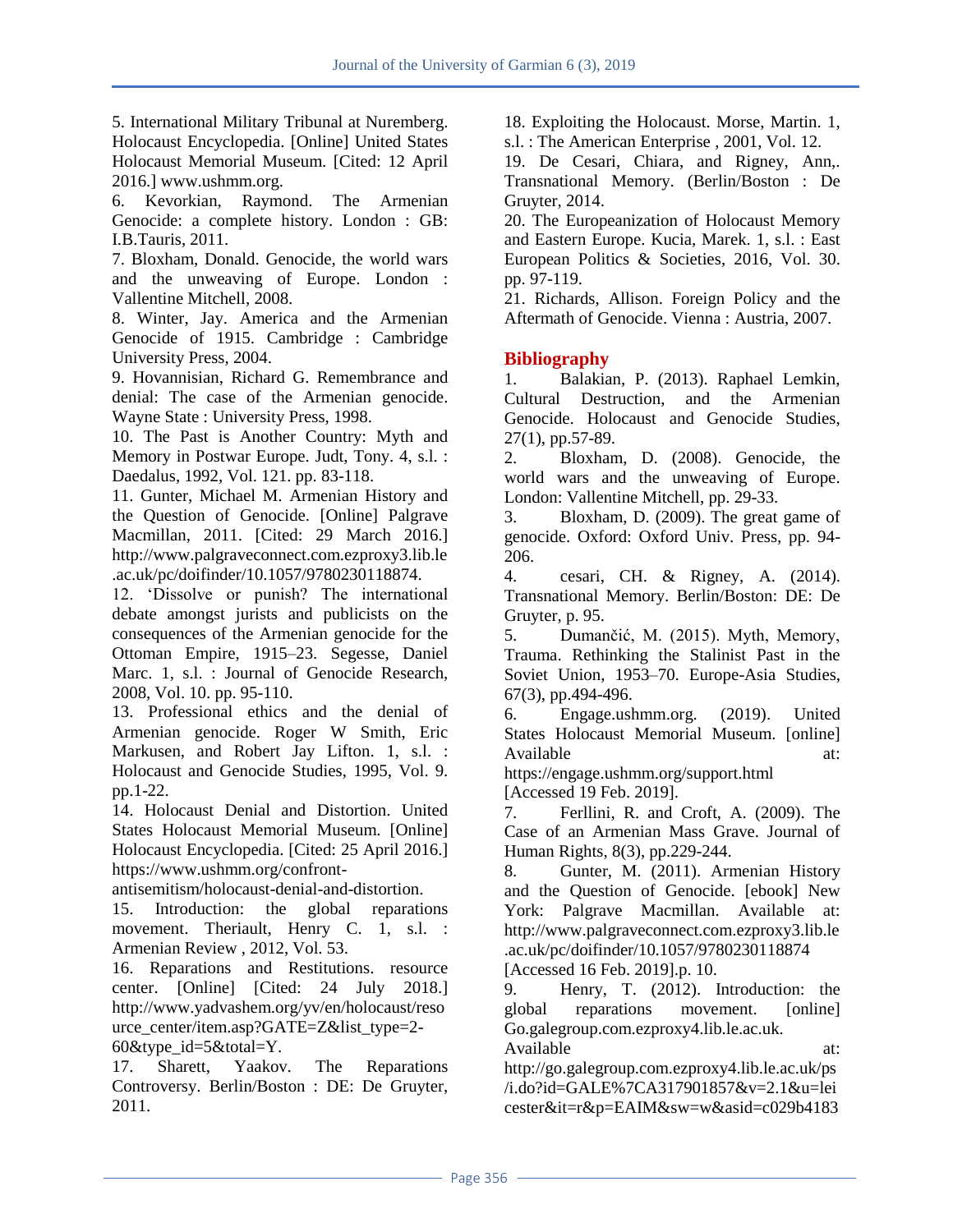5. International Military Tribunal at Nuremberg. Holocaust Encyclopedia. [Online] United States Holocaust Memorial Museum. [Cited: 12 April 2016.] www.ushmm.org.

6. Kevorkian, Raymond. The Armenian Genocide: a complete history. London : GB: I.B.Tauris, 2011.

7. Bloxham, Donald. Genocide, the world wars and the unweaving of Europe. London : Vallentine Mitchell, 2008.

8. Winter, Jay. America and the Armenian Genocide of 1915. Cambridge : Cambridge University Press, 2004.

9. Hovannisian, Richard G. Remembrance and denial: The case of the Armenian genocide. Wayne State : University Press, 1998.

10. The Past is Another Country: Myth and Memory in Postwar Europe. Judt, Tony. 4, s.l. : Daedalus, 1992, Vol. 121. pp. 83-118.

11. Gunter, Michael M. Armenian History and the Question of Genocide. [Online] Palgrave Macmillan, 2011. [Cited: 29 March 2016.] http://www.palgraveconnect.com.ezproxy3.lib.le.ac.uk/pc/doifinder/10.1057/9780230118874.

12. 'Dissolve or punish? The international debate amongst jurists and publicists on the consequences of the Armenian genocide for the Ottoman Empire, 1915–23. Segesse, Daniel Marc. 1, s.l. : Journal of Genocide Research, 2008, Vol. 10. pp. 95-110.

13. Professional ethics and the denial of Armenian genocide. Roger W Smith, Eric Markusen, and Robert Jay Lifton. 1, s.l. : Holocaust and Genocide Studies, 1995, Vol. 9. pp.1-22.

14. Holocaust Denial and Distortion. United States Holocaust Memorial Museum. [Online] Holocaust Encyclopedia. [Cited: 25 April 2016.] https://www.ushmm.org/confront-antisemitism/holocaust-denial-and-distortion.

15. Introduction: the global reparations movement. Theriault, Henry C. 1, s.l. : Armenian Review , 2012, Vol. 53.

16. Reparations and Restitutions. resource center. [Online] [Cited: 24 July 2018.] http://www.yadvashem.org/yv/en/holocaust/resource_center/item.asp?GATE=Z&list_type=2-60&type_id=5&total=Y.

17. Sharett, Yaakov. The Reparations Controversy. Berlin/Boston : DE: De Gruyter, 2011.

18. Exploiting the Holocaust. Morse, Martin. 1, s.l. : The American Enterprise , 2001, Vol. 12.

19. De Cesari, Chiara, and Rigney, Ann,. Transnational Memory. (Berlin/Boston : De Gruyter, 2014.

20. The Europeanization of Holocaust Memory and Eastern Europe. Kucia, Marek. 1, s.l. : East European Politics & Societies, 2016, Vol. 30. pp. 97-119.

21. Richards, Allison. Foreign Policy and the Aftermath of Genocide. Vienna : Austria, 2007.

## Bibliography

1. Balakian, P. (2013). Raphael Lemkin, Cultural Destruction, and the Armenian Genocide. Holocaust and Genocide Studies, 27(1), pp.57-89.

2. Bloxham, D. (2008). Genocide, the world wars and the unweaving of Europe. London: Vallentine Mitchell, pp. 29-33.

3. Bloxham, D. (2009). The great game of genocide. Oxford: Oxford Univ. Press, pp. 94-206.

4. cesari, CH. & Rigney, A. (2014). Transnational Memory. Berlin/Boston: DE: De Gruyter, p. 95.

5. Dumančić, M. (2015). Myth, Memory, Trauma. Rethinking the Stalinist Past in the Soviet Union, 1953–70. Europe-Asia Studies, 67(3), pp.494-496.

6. Engage.ushmm.org. (2019). United States Holocaust Memorial Museum. [online] Available at: https://engage.ushmm.org/support.html [Accessed 19 Feb. 2019].

7. Ferllini, R. and Croft, A. (2009). The Case of an Armenian Mass Grave. Journal of Human Rights, 8(3), pp.229-244.

8. Gunter, M. (2011). Armenian History and the Question of Genocide. [ebook] New York: Palgrave Macmillan. Available at: http://www.palgraveconnect.com.ezproxy3.lib.le.ac.uk/pc/doifinder/10.1057/9780230118874 [Accessed 16 Feb. 2019].p. 10.

9. Henry, T. (2012). Introduction: the global reparations movement. [online] Go.galegroup.com.ezproxy4.lib.le.ac.uk. Available at: http://go.galegroup.com.ezproxy4.lib.le.ac.uk/ps/i.do?id=GALE%7CA317901857&v=2.1&u=leicester&it=r&p=EAIM&sw=w&asid=c029b4183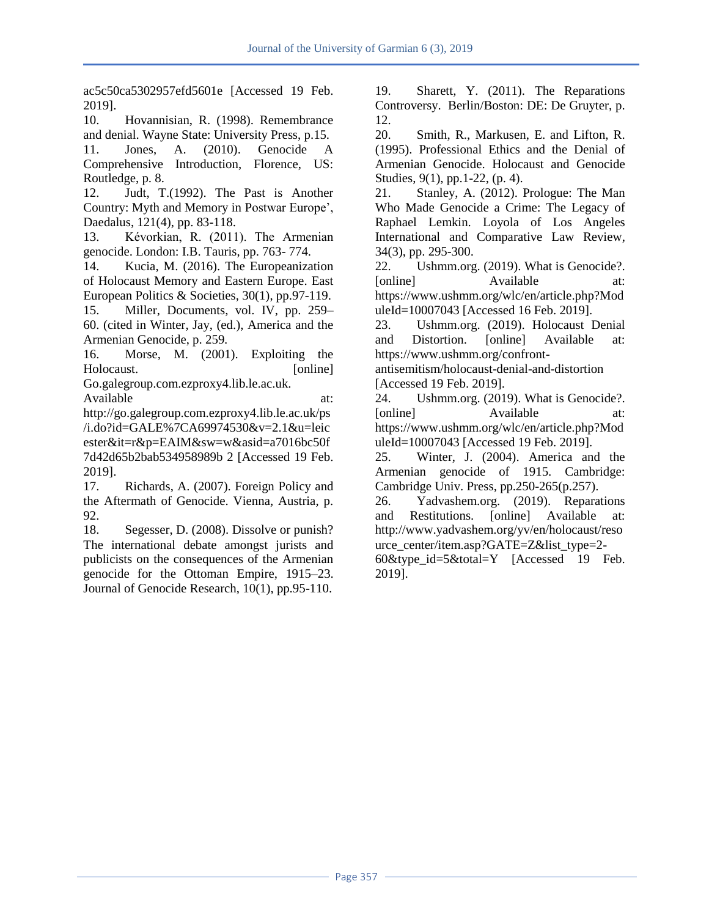ac5c50ca5302957efd5601e [Accessed 19 Feb. 2019].

10. Hovannisian, R. (1998). Remembrance and denial. Wayne State: University Press, p.15.
11. Jones, A. (2010). Genocide A Comprehensive Introduction, Florence, US: Routledge, p. 8.
12. Judt, T.(1992). The Past is Another Country: Myth and Memory in Postwar Europe', Daedalus, 121(4), pp. 83-118.
13. Kévorkian, R. (2011). The Armenian genocide. London: I.B. Tauris, pp. 763- 774.
14. Kucia, M. (2016). The Europeanization of Holocaust Memory and Eastern Europe. East European Politics & Societies, 30(1), pp.97-119.
15. Miller, Documents, vol. IV, pp. 259–60. (cited in Winter, Jay, (ed.), America and the Armenian Genocide, p. 259.
16. Morse, M. (2001). Exploiting the Holocaust. [online] Go.galegroup.com.ezproxy4.lib.le.ac.uk. Available at: http://go.galegroup.com.ezproxy4.lib.le.ac.uk/ps/i.do?id=GALE%7CA69974530&v=2.1&u=leicester&it=r&p=EAIM&sw=w&asid=a7016bc50f7d42d65b2bab534958989b 2 [Accessed 19 Feb. 2019].
17. Richards, A. (2007). Foreign Policy and the Aftermath of Genocide. Vienna, Austria, p. 92.
18. Segesser, D. (2008). Dissolve or punish? The international debate amongst jurists and publicists on the consequences of the Armenian genocide for the Ottoman Empire, 1915–23. Journal of Genocide Research, 10(1), pp.95-110.
19. Sharett, Y. (2011). The Reparations Controversy. Berlin/Boston: DE: De Gruyter, p. 12.
20. Smith, R., Markusen, E. and Lifton, R. (1995). Professional Ethics and the Denial of Armenian Genocide. Holocaust and Genocide Studies, 9(1), pp.1-22, (p. 4).
21. Stanley, A. (2012). Prologue: The Man Who Made Genocide a Crime: The Legacy of Raphael Lemkin. Loyola of Los Angeles International and Comparative Law Review, 34(3), pp. 295-300.
22. Ushmm.org. (2019). What is Genocide?. [online] Available at: https://www.ushmm.org/wlc/en/article.php?ModuleId=10007043 [Accessed 16 Feb. 2019].
23. Ushmm.org. (2019). Holocaust Denial and Distortion. [online] Available at: https://www.ushmm.org/confront-antisemitism/holocaust-denial-and-distortion [Accessed 19 Feb. 2019].
24. Ushmm.org. (2019). What is Genocide?. [online] Available at: https://www.ushmm.org/wlc/en/article.php?ModuleId=10007043 [Accessed 19 Feb. 2019].
25. Winter, J. (2004). America and the Armenian genocide of 1915. Cambridge: Cambridge Univ. Press, pp.250-265(p.257).
26. Yadvashem.org. (2019). Reparations and Restitutions. [online] Available at: http://www.yadvashem.org/yv/en/holocaust/resource_center/item.asp?GATE=Z&list_type=2-60&type_id=5&total=Y [Accessed 19 Feb. 2019].